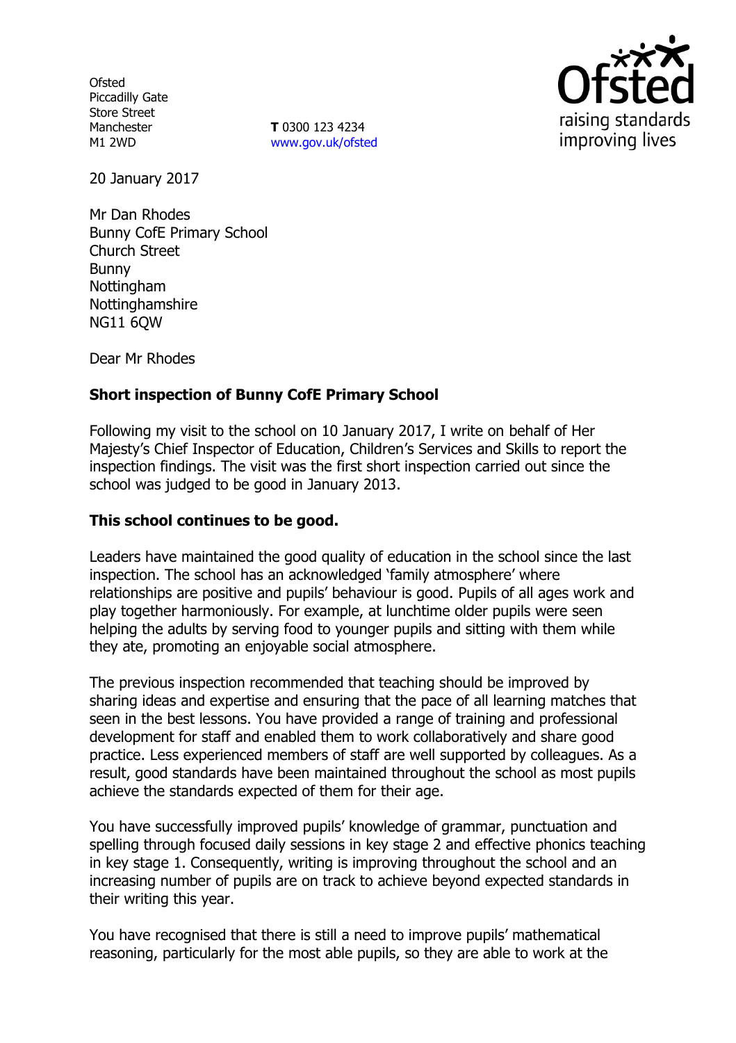Ofsted
Piccadilly Gate
Store Street
Manchester
M1 2WD

**T** 0300 123 4234
www.gov.uk/ofsted

20 January 2017

Mr Dan Rhodes
Bunny CofE Primary School
Church Street
Bunny
Nottingham
Nottinghamshire
NG11 6QW

Dear Mr Rhodes

**Short inspection of Bunny CofE Primary School**

Following my visit to the school on 10 January 2017, I write on behalf of Her Majesty's Chief Inspector of Education, Children's Services and Skills to report the inspection findings. The visit was the first short inspection carried out since the school was judged to be good in January 2013.

**This school continues to be good.**

Leaders have maintained the good quality of education in the school since the last inspection. The school has an acknowledged 'family atmosphere' where relationships are positive and pupils' behaviour is good. Pupils of all ages work and play together harmoniously. For example, at lunchtime older pupils were seen helping the adults by serving food to younger pupils and sitting with them while they ate, promoting an enjoyable social atmosphere.

The previous inspection recommended that teaching should be improved by sharing ideas and expertise and ensuring that the pace of all learning matches that seen in the best lessons. You have provided a range of training and professional development for staff and enabled them to work collaboratively and share good practice. Less experienced members of staff are well supported by colleagues. As a result, good standards have been maintained throughout the school as most pupils achieve the standards expected of them for their age.

You have successfully improved pupils' knowledge of grammar, punctuation and spelling through focused daily sessions in key stage 2 and effective phonics teaching in key stage 1. Consequently, writing is improving throughout the school and an increasing number of pupils are on track to achieve beyond expected standards in their writing this year.

You have recognised that there is still a need to improve pupils' mathematical reasoning, particularly for the most able pupils, so they are able to work at the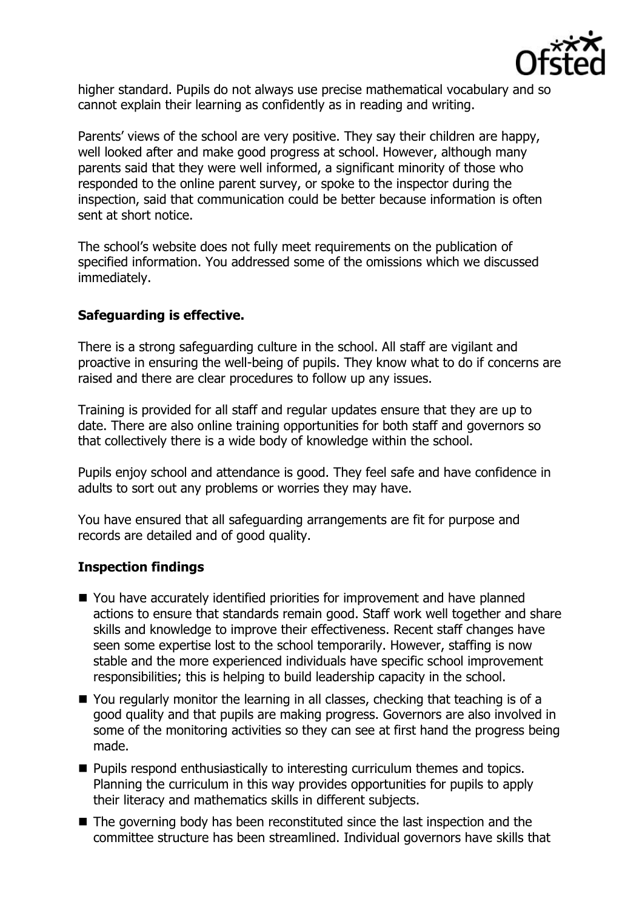higher standard. Pupils do not always use precise mathematical vocabulary and so cannot explain their learning as confidently as in reading and writing.

Parents' views of the school are very positive. They say their children are happy, well looked after and make good progress at school. However, although many parents said that they were well informed, a significant minority of those who responded to the online parent survey, or spoke to the inspector during the inspection, said that communication could be better because information is often sent at short notice.

The school's website does not fully meet requirements on the publication of specified information. You addressed some of the omissions which we discussed immediately.

### Safeguarding is effective.

There is a strong safeguarding culture in the school. All staff are vigilant and proactive in ensuring the well-being of pupils. They know what to do if concerns are raised and there are clear procedures to follow up any issues.

Training is provided for all staff and regular updates ensure that they are up to date. There are also online training opportunities for both staff and governors so that collectively there is a wide body of knowledge within the school.

Pupils enjoy school and attendance is good. They feel safe and have confidence in adults to sort out any problems or worries they may have.

You have ensured that all safeguarding arrangements are fit for purpose and records are detailed and of good quality.

### Inspection findings

- You have accurately identified priorities for improvement and have planned actions to ensure that standards remain good. Staff work well together and share skills and knowledge to improve their effectiveness. Recent staff changes have seen some expertise lost to the school temporarily. However, staffing is now stable and the more experienced individuals have specific school improvement responsibilities; this is helping to build leadership capacity in the school.
- You regularly monitor the learning in all classes, checking that teaching is of a good quality and that pupils are making progress. Governors are also involved in some of the monitoring activities so they can see at first hand the progress being made.
- Pupils respond enthusiastically to interesting curriculum themes and topics. Planning the curriculum in this way provides opportunities for pupils to apply their literacy and mathematics skills in different subjects.
- The governing body has been reconstituted since the last inspection and the committee structure has been streamlined. Individual governors have skills that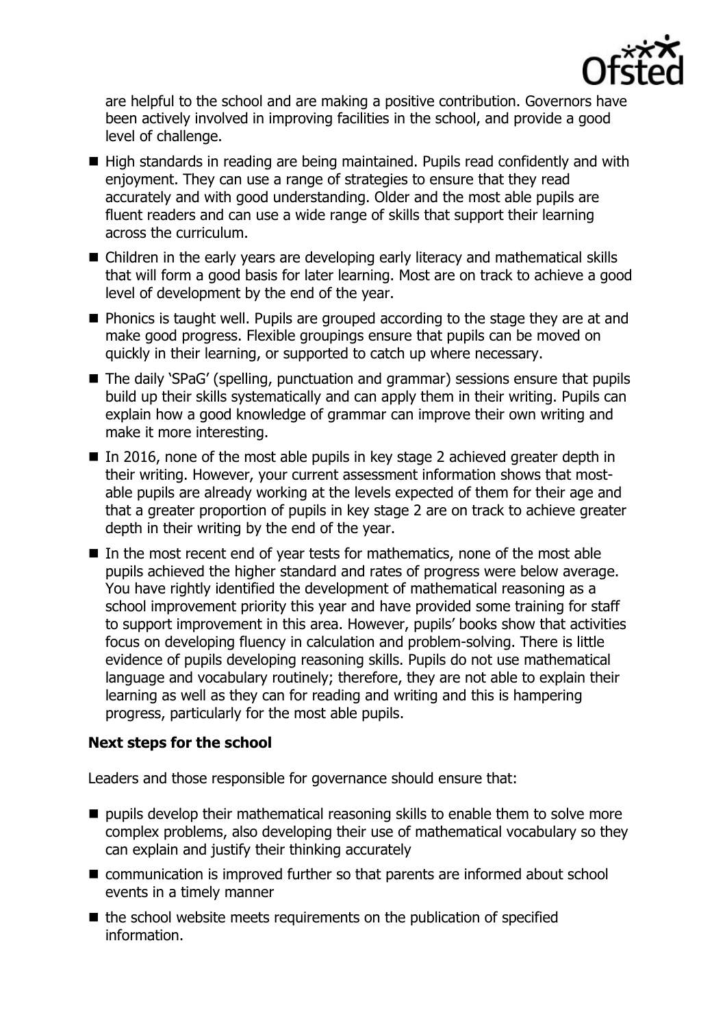are helpful to the school and are making a positive contribution. Governors have been actively involved in improving facilities in the school, and provide a good level of challenge.

- High standards in reading are being maintained. Pupils read confidently and with enjoyment. They can use a range of strategies to ensure that they read accurately and with good understanding. Older and the most able pupils are fluent readers and can use a wide range of skills that support their learning across the curriculum.
- Children in the early years are developing early literacy and mathematical skills that will form a good basis for later learning. Most are on track to achieve a good level of development by the end of the year.
- Phonics is taught well. Pupils are grouped according to the stage they are at and make good progress. Flexible groupings ensure that pupils can be moved on quickly in their learning, or supported to catch up where necessary.
- The daily 'SPaG' (spelling, punctuation and grammar) sessions ensure that pupils build up their skills systematically and can apply them in their writing. Pupils can explain how a good knowledge of grammar can improve their own writing and make it more interesting.
- In 2016, none of the most able pupils in key stage 2 achieved greater depth in their writing. However, your current assessment information shows that most-able pupils are already working at the levels expected of them for their age and that a greater proportion of pupils in key stage 2 are on track to achieve greater depth in their writing by the end of the year.
- In the most recent end of year tests for mathematics, none of the most able pupils achieved the higher standard and rates of progress were below average. You have rightly identified the development of mathematical reasoning as a school improvement priority this year and have provided some training for staff to support improvement in this area. However, pupils' books show that activities focus on developing fluency in calculation and problem-solving. There is little evidence of pupils developing reasoning skills. Pupils do not use mathematical language and vocabulary routinely; therefore, they are not able to explain their learning as well as they can for reading and writing and this is hampering progress, particularly for the most able pupils.

**Next steps for the school**

Leaders and those responsible for governance should ensure that:

- pupils develop their mathematical reasoning skills to enable them to solve more complex problems, also developing their use of mathematical vocabulary so they can explain and justify their thinking accurately
- communication is improved further so that parents are informed about school events in a timely manner
- the school website meets requirements on the publication of specified information.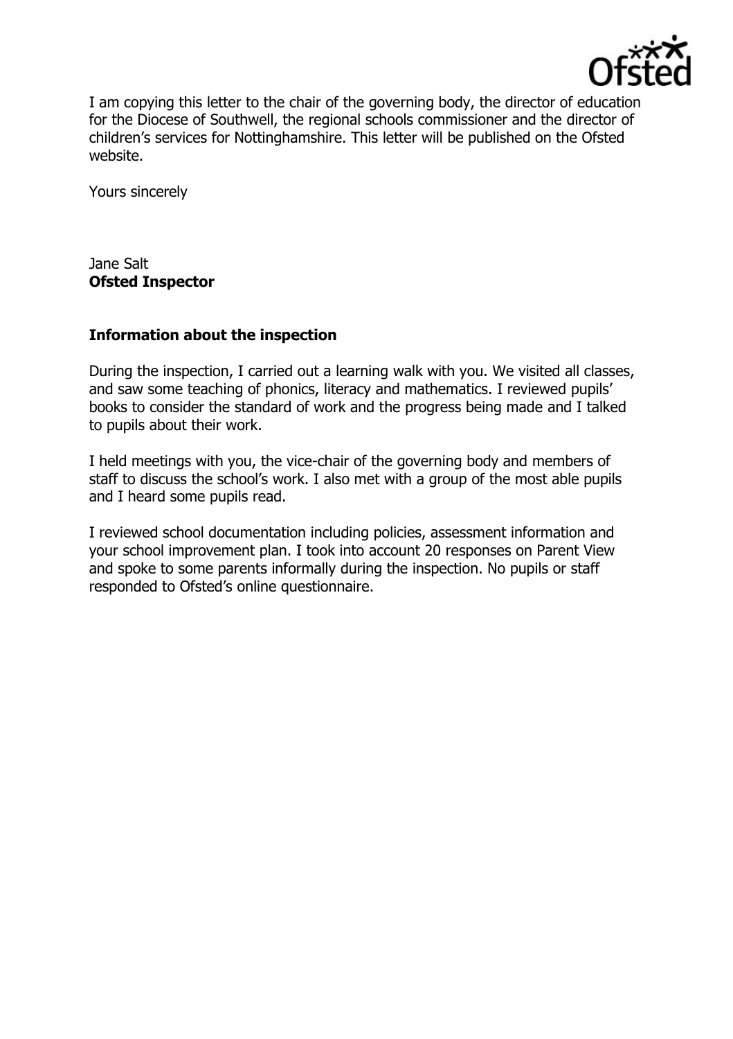I am copying this letter to the chair of the governing body, the director of education for the Diocese of Southwell, the regional schools commissioner and the director of children's services for Nottinghamshire. This letter will be published on the Ofsted website.

Yours sincerely

Jane Salt
**Ofsted Inspector**

## Information about the inspection

During the inspection, I carried out a learning walk with you. We visited all classes, and saw some teaching of phonics, literacy and mathematics. I reviewed pupils' books to consider the standard of work and the progress being made and I talked to pupils about their work.

I held meetings with you, the vice-chair of the governing body and members of staff to discuss the school's work. I also met with a group of the most able pupils and I heard some pupils read.

I reviewed school documentation including policies, assessment information and your school improvement plan. I took into account 20 responses on Parent View and spoke to some parents informally during the inspection. No pupils or staff responded to Ofsted's online questionnaire.